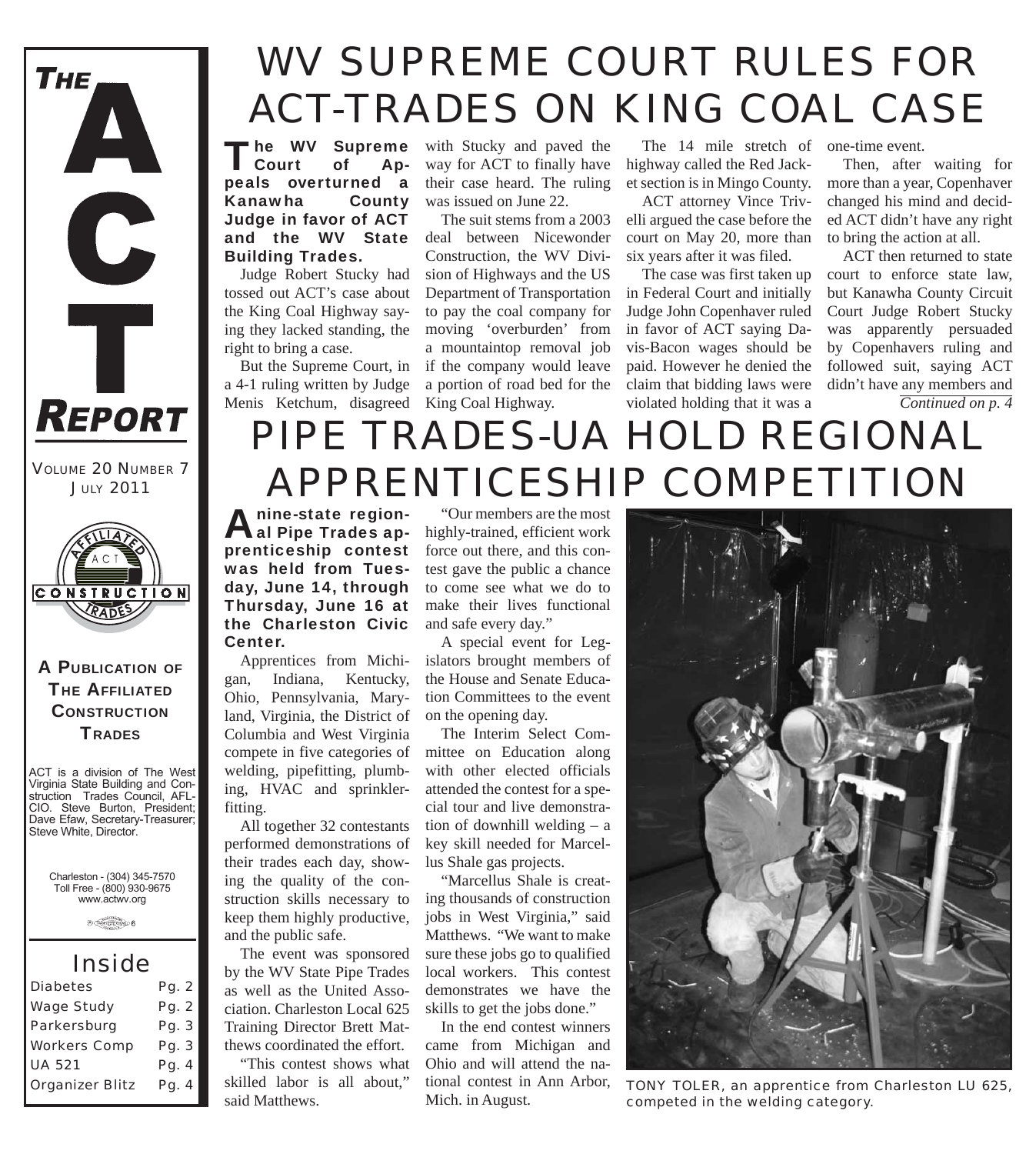# THE ACT REPORT

VOLUME 20 NUMBER 7
JULY 2011

A PUBLICATION OF THE AFFILIATED CONSTRUCTION TRADES

ACT is a division of The West Virginia State Building and Construction Trades Council, AFL-CIO. Steve Burton, President; Dave Efaw, Secretary-Treasurer; Steve White, Director.

Charleston - (304) 345-7570
Toll Free - (800) 930-9675
www.actwv.org

## Inside

| | |
|---|---|
| Diabetes | Pg. 2 |
| Wage Study | Pg. 2 |
| Parkersburg | Pg. 3 |
| Workers Comp | Pg. 3 |
| UA 521 | Pg. 4 |
| Organizer Blitz | Pg. 4 |

# WV SUPREME COURT RULES FOR ACT-TRADES ON KING COAL CASE

**The WV Supreme Court of Appeals overturned a Kanawha County Judge in favor of ACT and the WV State Building Trades.**

Judge Robert Stucky had tossed out ACT's case about the King Coal Highway saying they lacked standing, the right to bring a case.

But the Supreme Court, in a 4-1 ruling written by Judge Menis Ketchum, disagreed with Stucky and paved the way for ACT to finally have their case heard. The ruling was issued on June 22.

The suit stems from a 2003 deal between Nicewonder Construction, the WV Division of Highways and the US Department of Transportation to pay the coal company for moving 'overburden' from a mountaintop removal job if the company would leave a portion of road bed for the King Coal Highway.

The 14 mile stretch of highway called the Red Jacket section is in Mingo County.

ACT attorney Vince Trivelli argued the case before the court on May 20, more than six years after it was filed.

The case was first taken up in Federal Court and initially Judge John Copenhaver ruled in favor of ACT saying Davis-Bacon wages should be paid. However he denied the claim that bidding laws were violated holding that it was a one-time event.

Then, after waiting for more than a year, Copenhaver changed his mind and decided ACT didn't have any right to bring the action at all.

ACT then returned to state court to enforce state law, but Kanawha County Circuit Court Judge Robert Stucky was apparently persuaded by Copenhavers ruling and followed suit, saying ACT didn't have any members and

*Continued on p. 4*

# PIPE TRADES-UA HOLD REGIONAL APPRENTICESHIP COMPETITION

**A nine-state regional Pipe Trades apprenticeship contest was held from Tuesday, June 14, through Thursday, June 16 at the Charleston Civic Center.**

Apprentices from Michigan, Indiana, Kentucky, Ohio, Pennsylvania, Maryland, Virginia, the District of Columbia and West Virginia compete in five categories of welding, pipefitting, plumbing, HVAC and sprinklerfitting.

All together 32 contestants performed demonstrations of their trades each day, showing the quality of the construction skills necessary to keep them highly productive, and the public safe.

The event was sponsored by the WV State Pipe Trades as well as the United Association. Charleston Local 625 Training Director Brett Matthews coordinated the effort.

"This contest shows what skilled labor is all about," said Matthews. "Our members are the most highly-trained, efficient work force out there, and this contest gave the public a chance to come see what we do to make their lives functional and safe every day."

A special event for Legislators brought members of the House and Senate Education Committees to the event on the opening day.

The Interim Select Committee on Education along with other elected officials attended the contest for a special tour and live demonstration of downhill welding – a key skill needed for Marcellus Shale gas projects.

"Marcellus Shale is creating thousands of construction jobs in West Virginia," said Matthews. "We want to make sure these jobs go to qualified local workers. This contest demonstrates we have the skills to get the jobs done."

In the end contest winners came from Michigan and Ohio and will attend the national contest in Ann Arbor, Mich. in August.

TONY TOLER, an apprentice from Charleston LU 625, competed in the welding category.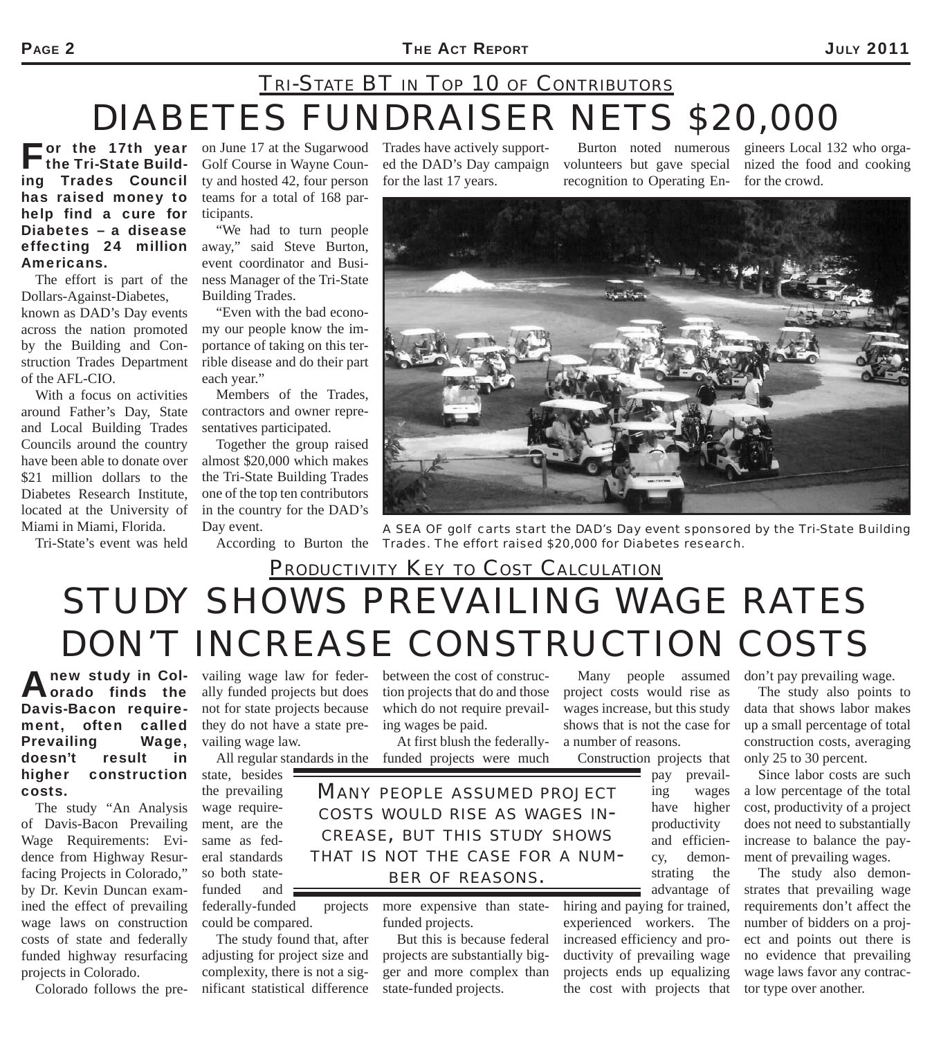## Tri-State BT in Top 10 of Contributors

# DIABETES FUNDRAISER NETS $20,000

**For the 17th year the Tri-State Building Trades Council has raised money to help find a cure for Diabetes – a disease effecting 24 million Americans.**

The effort is part of the Dollars-Against-Diabetes, known as DAD's Day events across the nation promoted by the Building and Construction Trades Department of the AFL-CIO.

With a focus on activities around Father's Day, State and Local Building Trades Councils around the country have been able to donate over $21 million dollars to the Diabetes Research Institute, located at the University of Miami in Miami, Florida.

Tri-State's event was held on June 17 at the Sugarwood Golf Course in Wayne County and hosted 42, four person teams for a total of 168 participants.

"We had to turn people away," said Steve Burton, event coordinator and Business Manager of the Tri-State Building Trades.

"Even with the bad economy our people know the importance of taking on this terrible disease and do their part each year."

Members of the Trades, contractors and owner representatives participated.

Together the group raised almost $20,000 which makes the Tri-State Building Trades one of the top ten contributors in the country for the DAD's Day event.

According to Burton the Trades have actively supported the DAD's Day campaign for the last 17 years.

Burton noted numerous volunteers but gave special recognition to Operating Engineers Local 132 who organized the food and cooking for the crowd.

A SEA OF golf carts start the DAD's Day event sponsored by the Tri-State Building Trades. The effort raised $20,000 for Diabetes research.

## Productivity Key to Cost Calculation

# STUDY SHOWS PREVAILING WAGE RATES DON'T INCREASE CONSTRUCTION COSTS

**A new study in Colorado finds the Davis-Bacon requirement, often called Prevailing Wage, doesn't result in higher construction costs.**

The study "An Analysis of Davis-Bacon Prevailing Wage Requirements: Evidence from Highway Resurfacing Projects in Colorado," by Dr. Kevin Duncan examined the effect of prevailing wage laws on construction costs of state and federally funded highway resurfacing projects in Colorado.

Colorado follows the prevailing wage law for federally funded projects but does not for state projects because they do not have a state prevailing wage law.

All regular standards in the state, besides the prevailing wage requirement, are the same as federal standards so both state-funded and federally-funded projects could be compared.

The study found that, after adjusting for project size and complexity, there is not a significant statistical difference between the cost of construction projects that do and those which do not require prevailing wages be paid.

At first blush the federally-funded projects were much more expensive than state-funded projects.

But this is because federal projects are substantially bigger and more complex than state-funded projects.

> MANY PEOPLE ASSUMED PROJECT COSTS WOULD RISE AS WAGES INCREASE, BUT THIS STUDY SHOWS THAT IS NOT THE CASE FOR A NUMBER OF REASONS.

Many people assumed project costs would rise as wages increase, but this study shows that is not the case for a number of reasons.

Construction projects that pay prevailing wages have higher productivity and efficiency, demonstrating the advantage of hiring and paying for trained, experienced workers. The increased efficiency and productivity of prevailing wage projects ends up equalizing the cost with projects that don't pay prevailing wage.

The study also points to data that shows labor makes up a small percentage of total construction costs, averaging only 25 to 30 percent.

Since labor costs are such a low percentage of the total cost, productivity of a project does not need to substantially increase to balance the payment of prevailing wages.

The study also demonstrates that prevailing wage requirements don't affect the number of bidders on a project and points out there is no evidence that prevailing wage laws favor any contractor type over another.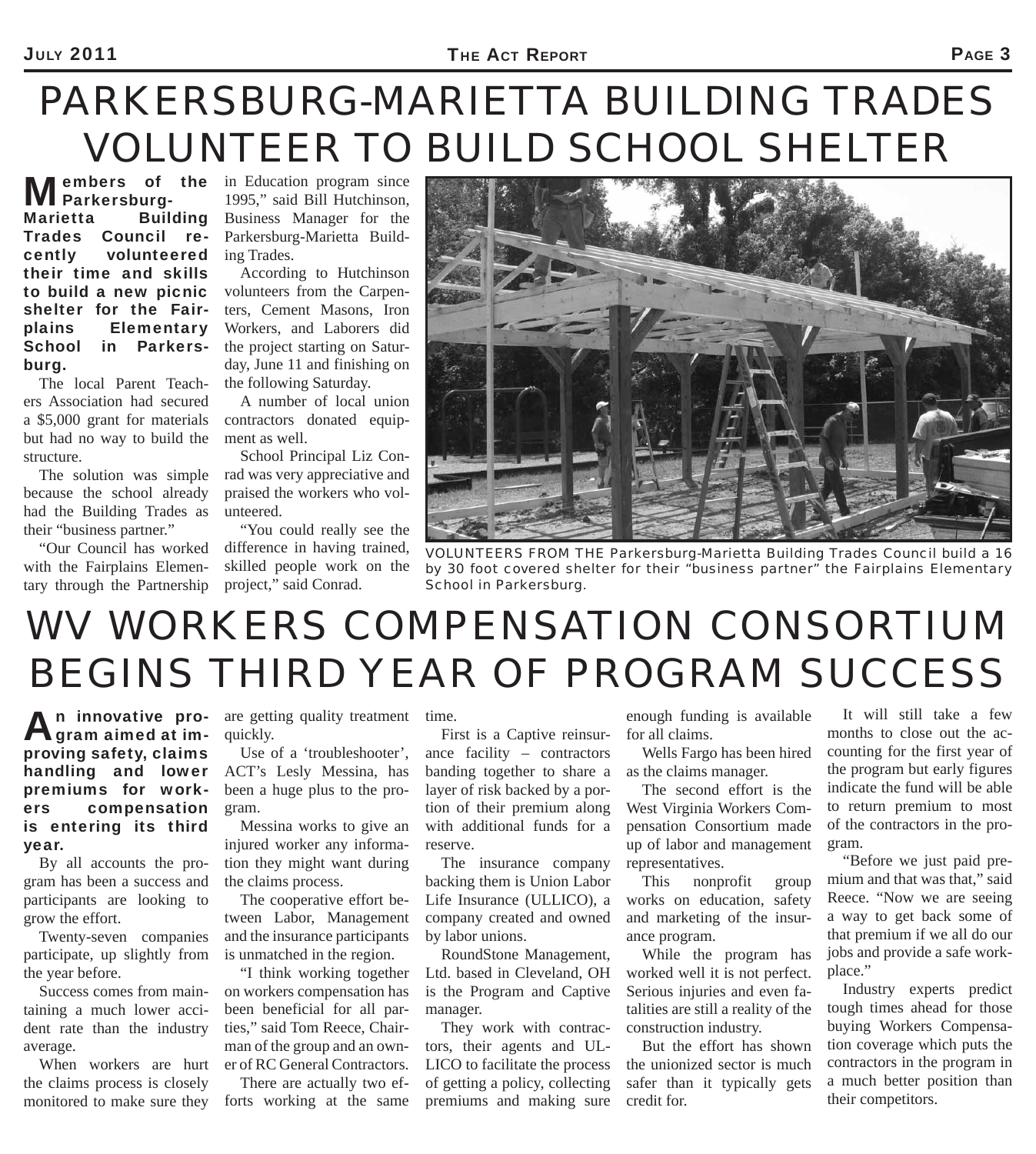# PARKERSBURG-MARIETTA BUILDING TRADES VOLUNTEER TO BUILD SCHOOL SHELTER

**Members of the Parkersburg-Marietta Building Trades Council recently volunteered their time and skills to build a new picnic shelter for the Fairplains Elementary School in Parkersburg.**

The local Parent Teachers Association had secured a $5,000 grant for materials but had no way to build the structure.

The solution was simple because the school already had the Building Trades as their "business partner."

"Our Council has worked with the Fairplains Elementary through the Partnership in Education program since 1995," said Bill Hutchinson, Business Manager for the Parkersburg-Marietta Building Trades.

According to Hutchinson volunteers from the Carpenters, Cement Masons, Iron Workers, and Laborers did the project starting on Saturday, June 11 and finishing on the following Saturday.

A number of local union contractors donated equipment as well.

School Principal Liz Conrad was very appreciative and praised the workers who volunteered.

"You could really see the difference in having trained, skilled people work on the project," said Conrad.

VOLUNTEERS FROM THE Parkersburg-Marietta Building Trades Council build a 16 by 30 foot covered shelter for their "business partner" the Fairplains Elementary School in Parkersburg.

# WV WORKERS COMPENSATION CONSORTIUM BEGINS THIRD YEAR OF PROGRAM SUCCESS

**An innovative program aimed at improving safety, claims handling and lower premiums for workers compensation is entering its third year.**

By all accounts the program has been a success and participants are looking to grow the effort.

Twenty-seven companies participate, up slightly from the year before.

Success comes from maintaining a much lower accident rate than the industry average.

When workers are hurt the claims process is closely monitored to make sure they are getting quality treatment quickly.

Use of a 'troubleshooter', ACT's Lesly Messina, has been a huge plus to the program.

Messina works to give an injured worker any information they might want during the claims process.

The cooperative effort between Labor, Management and the insurance participants is unmatched in the region.

"I think working together on workers compensation has been beneficial for all parties," said Tom Reece, Chairman of the group and an owner of RC General Contractors.

There are actually two efforts working at the same time.

First is a Captive reinsurance facility – contractors banding together to share a layer of risk backed by a portion of their premium along with additional funds for a reserve.

The insurance company backing them is Union Labor Life Insurance (ULLICO), a company created and owned by labor unions.

RoundStone Management, Ltd. based in Cleveland, OH is the Program and Captive manager.

They work with contractors, their agents and ULLICO to facilitate the process of getting a policy, collecting premiums and making sure enough funding is available for all claims.

Wells Fargo has been hired as the claims manager.

The second effort is the West Virginia Workers Compensation Consortium made up of labor and management representatives.

This nonprofit group works on education, safety and marketing of the insurance program.

While the program has worked well it is not perfect. Serious injuries and even fatalities are still a reality of the construction industry.

But the effort has shown the unionized sector is much safer than it typically gets credit for.

It will still take a few months to close out the accounting for the first year of the program but early figures indicate the fund will be able to return premium to most of the contractors in the program.

"Before we just paid premium and that was that," said Reece. "Now we are seeing a way to get back some of that premium if we all do our jobs and provide a safe workplace."

Industry experts predict tough times ahead for those buying Workers Compensation coverage which puts the contractors in the program in a much better position than their competitors.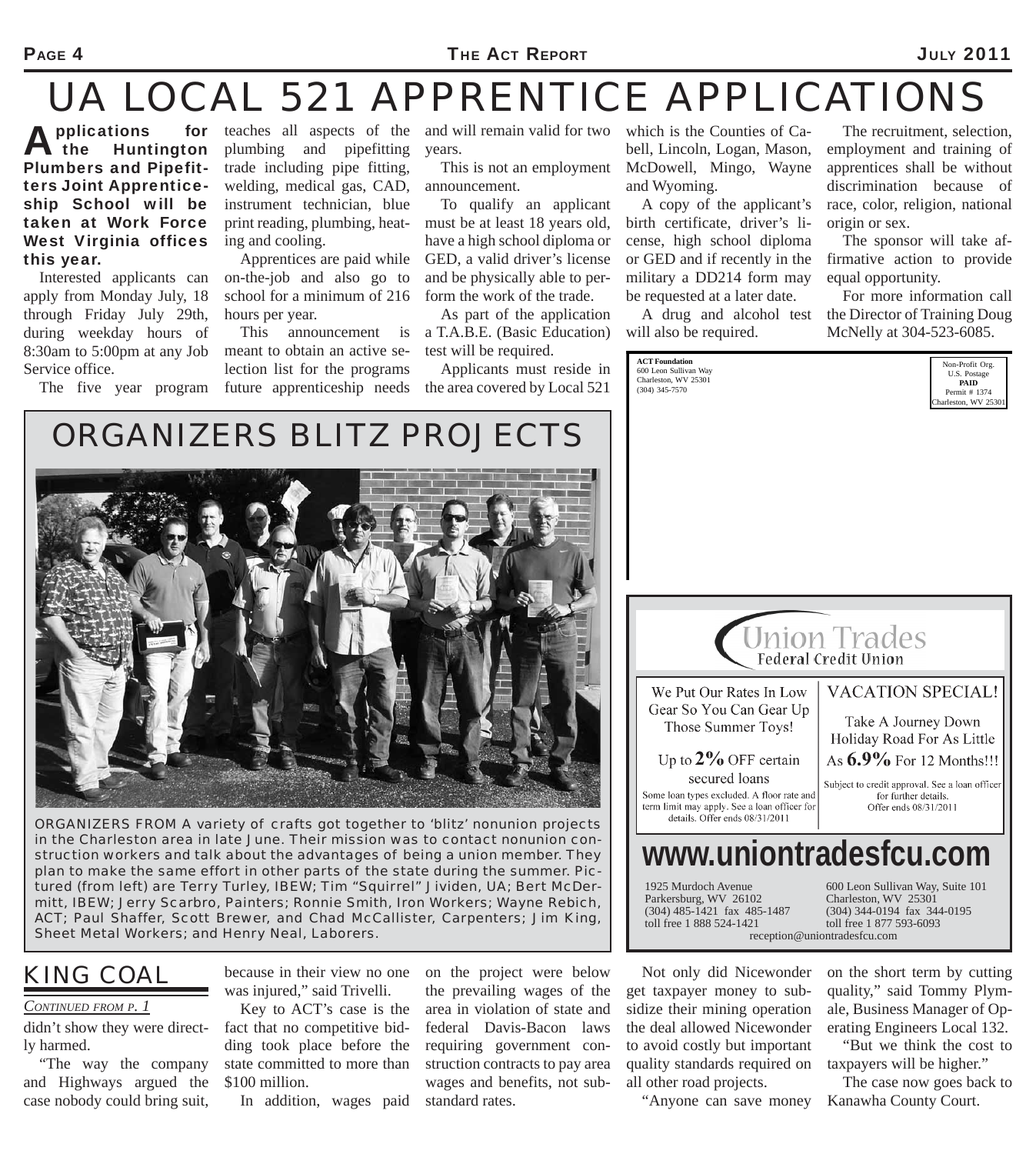# UA LOCAL 521 APPRENTICE APPLICATIONS

**Applications for the Huntington Plumbers and Pipefitters Joint Apprenticeship School will be taken at Work Force West Virginia offices this year.**

Interested applicants can apply from Monday July, 18 through Friday July 29th, during weekday hours of 8:30am to 5:00pm at any Job Service office.

The five year program teaches all aspects of the plumbing and pipefitting trade including pipe fitting, welding, medical gas, CAD, instrument technician, blue print reading, plumbing, heating and cooling.

Apprentices are paid while on-the-job and also go to school for a minimum of 216 hours per year.

This announcement is meant to obtain an active selection list for the programs future apprenticeship needs and will remain valid for two years.

This is not an employment announcement.

To qualify an applicant must be at least 18 years old, have a high school diploma or GED, a valid driver's license and be physically able to perform the work of the trade.

As part of the application a T.A.B.E. (Basic Education) test will be required.

Applicants must reside in the area covered by Local 521 which is the Counties of Cabell, Lincoln, Logan, Mason, McDowell, Mingo, Wayne and Wyoming.

A copy of the applicant's birth certificate, driver's license, high school diploma or GED and if recently in the military a DD214 form may be requested at a later date.

A drug and alcohol test will also be required.

The recruitment, selection, employment and training of apprentices shall be without discrimination because of race, color, religion, national origin or sex.

The sponsor will take affirmative action to provide equal opportunity.

For more information call the Director of Training Doug McNelly at 304-523-6085.

**ACT Foundation**
600 Leon Sullivan Way
Charleston, WV 25301
(304) 345-7570

Non-Profit Org.
U.S. Postage
**PAID**
Permit # 1374
Charleston, WV 25301

# ORGANIZERS BLITZ PROJECTS

ORGANIZERS FROM A variety of crafts got together to 'blitz' nonunion projects in the Charleston area in late June. Their mission was to contact nonunion construction workers and talk about the advantages of being a union member. They plan to make the same effort in other parts of the state during the summer. Pictured (from left) are Terry Turley, IBEW; Tim "Squirrel" Jividen, UA; Bert McDermitt, IBEW; Jerry Scarbro, Painters; Ronnie Smith, Iron Workers; Wayne Rebich, ACT; Paul Shaffer, Scott Brewer, and Chad McCallister, Carpenters; Jim King, Sheet Metal Workers; and Henry Neal, Laborers.

**Union Trades**
Federal Credit Union

We Put Our Rates In Low Gear So You Can Gear Up Those Summer Toys!

Up to **2%** OFF certain secured loans

Some loan types excluded. A floor rate and term limit may apply. See a loan officer for details. Offer ends 08/31/2011

VACATION SPECIAL!

Take A Journey Down Holiday Road For As Little As **6.9%** For 12 Months!!!

Subject to credit approval. See a loan officer for further details. Offer ends 08/31/2011

**www.uniontradesfcu.com**

1925 Murdoch Avenue
Parkersburg, WV 26102
(304) 485-1421 fax 485-1487
toll free 1 888 524-1421

600 Leon Sullivan Way, Suite 101
Charleston, WV 25301
(304) 344-0194 fax 344-0195
toll free 1 877 593-6093

reception@uniontradesfcu.com

## KING COAL

*CONTINUED FROM P. 1*

didn't show they were directly harmed.

"The way the company and Highways argued the case nobody could bring suit, because in their view no one was injured," said Trivelli.

Key to ACT's case is the fact that no competitive bidding took place before the state committed to more than $100 million.

In addition, wages paid on the project were below the prevailing wages of the area in violation of state and federal Davis-Bacon laws requiring government construction contracts to pay area wages and benefits, not substandard rates.

Not only did Nicewonder get taxpayer money to subsidize their mining operation the deal allowed Nicewonder to avoid costly but important quality standards required on all other road projects.

"Anyone can save money on the short term by cutting quality," said Tommy Plymale, Business Manager of Operating Engineers Local 132.

"But we think the cost to taxpayers will be higher."

The case now goes back to Kanawha County Court.